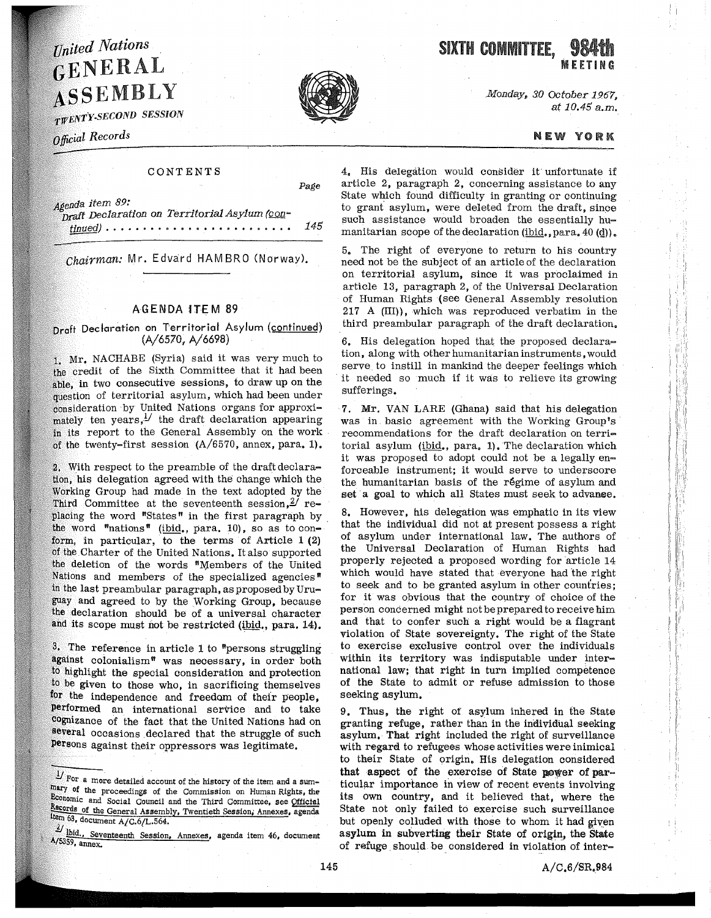United Nations
# GENERAL ASSEMBLY

TWENTY-SECOND SESSION

*Official Records*

# SIXTH COMMITTEE, 984th MEETING

*Monday, 30 October 1967, at 10.45 a.m.*

NEW YORK

CONTENTS

| | Page |
|---|---|
| *Agenda item 89:* *Draft Declaration on Territorial Asylum* (continued) | 145 |

*Chairman:* Mr. Edvard HAMBRO (Norway).

## AGENDA ITEM 89

### Draft Declaration on Territorial Asylum (continued) (A/6570, A/6698)

1. Mr. NACHABE (Syria) said it was very much to the credit of the Sixth Committee that it had been able, in two consecutive sessions, to draw up on the question of territorial asylum, which had been under consideration by United Nations organs for approximately ten years,[1] the draft declaration appearing in its report to the General Assembly on the work of the twenty-first session (A/6570, annex, para. 1).

2. With respect to the preamble of the draft declaration, his delegation agreed with the change which the Working Group had made in the text adopted by the Third Committee at the seventeenth session,[2] replacing the word "States" in the first paragraph by the word "nations" (ibid., para. 10), so as to conform, in particular, to the terms of Article 1 (2) of the Charter of the United Nations. It also supported the deletion of the words "Members of the United Nations and members of the specialized agencies" in the last preambular paragraph, as proposed by Uruguay and agreed to by the Working Group, because the declaration should be of a universal character and its scope must not be restricted (ibid., para. 14).

3. The reference in article 1 to "persons struggling against colonialism" was necessary, in order both to highlight the special consideration and protection to be given to those who, in sacrificing themselves for the independence and freedom of their people, performed an international service and to take cognizance of the fact that the United Nations had on several occasions declared that the struggle of such persons against their oppressors was legitimate.

4. His delegation would consider it unfortunate if article 2, paragraph 2, concerning assistance to any State which found difficulty in granting or continuing to grant asylum, were deleted from the draft, since such assistance would broaden the essentially humanitarian scope of the declaration (ibid., para. 40 (d)).

5. The right of everyone to return to his country need not be the subject of an article of the declaration on territorial asylum, since it was proclaimed in article 13, paragraph 2, of the Universal Declaration of Human Rights (see General Assembly resolution 217 A (III)), which was reproduced verbatim in the third preambular paragraph of the draft declaration.

6. His delegation hoped that the proposed declaration, along with other humanitarian instruments, would serve to instill in mankind the deeper feelings which it needed so much if it was to relieve its growing sufferings.

7. Mr. VAN LARE (Ghana) said that his delegation was in basic agreement with the Working Group's recommendations for the draft declaration on territorial asylum (ibid., para. 1). The declaration which it was proposed to adopt could not be a legally enforceable instrument; it would serve to underscore the humanitarian basis of the régime of asylum and set a goal to which all States must seek to advance.

8. However, his delegation was emphatic in its view that the individual did not at present possess a right of asylum under international law. The authors of the Universal Declaration of Human Rights had properly rejected a proposed wording for article 14 which would have stated that everyone had the right to seek and to be granted asylum in other countries; for it was obvious that the country of choice of the person concerned might not be prepared to receive him and that to confer such a right would be a flagrant violation of State sovereignty. The right of the State to exercise exclusive control over the individuals within its territory was indisputable under international law; that right in turn implied competence of the State to admit or refuse admission to those seeking asylum.

9. Thus, the right of asylum inhered in the State granting refuge, rather than in the individual seeking asylum. That right included the right of surveillance with regard to refugees whose activities were inimical to their State of origin. His delegation considered that aspect of the exercise of State power of particular importance in view of recent events involving its own country, and it believed that, where the State not only failed to exercise such surveillance but openly colluded with those to whom it had given asylum in subverting their State of origin, the State of refuge should be considered in violation of inter-

---

[1] For a more detailed account of the history of the item and a summary of the proceedings of the Commission on Human Rights, the Economic and Social Council and the Third Committee, see Official Records of the General Assembly, Twentieth Session, Annexes, agenda item 63, document A/C.6/L.564.

[2] Ibid., Seventeenth Session, Annexes, agenda item 46, document A/5359, annex.

A/C.6/SR.984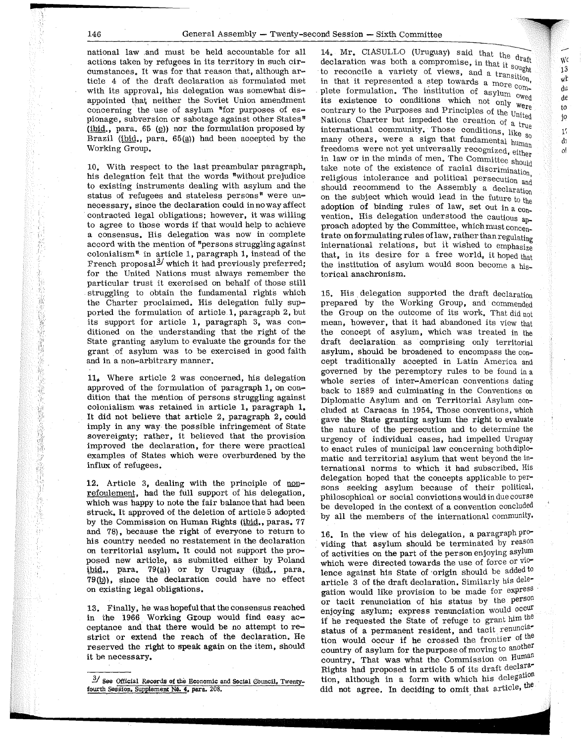national law and must be held accountable for all actions taken by refugees in its territory in such circumstances. It was for that reason that, although article 4 of the draft declaration as formulated met with its approval, his delegation was somewhat disappointed that neither the Soviet Union amendment concerning the use of asylum "for purposes of espionage, subversion or sabotage against other States" (ibid., para. 65 (e)) nor the formulation proposed by Brazil (ibid., para. 65(a)) had been accepted by the Working Group.

10. With respect to the last preambular paragraph, his delegation felt that the words "without prejudice to existing instruments dealing with asylum and the status of refugees and stateless persons" were unnecessary, since the declaration could in no way affect contracted legal obligations; however, it was willing to agree to those words if that would help to achieve a consensus. His delegation was now in complete accord with the mention of "persons struggling against colonialism" in article 1, paragraph 1, instead of the French proposal[3] which it had previously preferred; for the United Nations must always remember the particular trust it exercised on behalf of those still struggling to obtain the fundamental rights which the Charter proclaimed. His delegation fully supported the formulation of article 1, paragraph 2, but its support for article 1, paragraph 3, was conditioned on the understanding that the right of the State granting asylum to evaluate the grounds for the grant of asylum was to be exercised in good faith and in a non-arbitrary manner.

11. Where article 2 was concerned, his delegation approved of the formulation of paragraph 1, on condition that the mention of persons struggling against colonialism was retained in article 1, paragraph 1. It did not believe that article 2, paragraph 2, could imply in any way the possible infringement of State sovereignty; rather, it believed that the provision improved the declaration, for there were practical examples of States which were overburdened by the influx of refugees.

12. Article 3, dealing with the principle of non-refoulement, had the full support of his delegation, which was happy to note the fair balance that had been struck. It approved of the deletion of article 5 adopted by the Commission on Human Rights (ibid., paras. 77 and 78), because the right of everyone to return to his country needed no restatement in the declaration on territorial asylum. It could not support the proposed new article, as submitted either by Poland ibid., para. 79(a)) or by Uruguay (ibid., para. 79(b)), since the declaration could have no effect on existing legal obligations.

13. Finally, he was hopeful that the consensus reached in the 1966 Working Group would find easy acceptance and that there would be no attempt to restrict or extend the reach of the declaration. He reserved the right to speak again on the item, should it be necessary.

[3] See Official Records of the Economic and Social Council, Twenty-fourth Session, Supplement No. 4, para. 208.

14. Mr. CIASULLO (Uruguay) said that the draft declaration was both a compromise, in that it sought to reconcile a variety of views, and a transition, in that it represented a step towards a more complete formulation. The institution of asylum owed its existence to conditions which not only were contrary to the Purposes and Principles of the United Nations Charter but impeded the creation of a true international community. Those conditions, like so many others, were a sign that fundamental human freedoms were not yet universally recognized, either in law or in the minds of men. The Committee should take note of the existence of racial discrimination, religious intolerance and political persecution and should recommend to the Assembly a declaration on the subject which would lead in the future to the adoption of binding rules of law, set out in a convention. His delegation understood the cautious approach adopted by the Committee, which must concentrate on formulating rules of law, rather than regulating international relations, but it wished to emphasize that, in its desire for a free world, it hoped that the institution of asylum would soon become a historical anachronism.

15. His delegation supported the draft declaration prepared by the Working Group, and commended the Group on the outcome of its work. That did not mean, however, that it had abandoned its view that the concept of asylum, which was treated in the draft declaration as comprising only territorial asylum, should be broadened to encompass the concept traditionally accepted in Latin America and governed by the peremptory rules to be found in a whole series of inter-American conventions dating back to 1889 and culminating in the Conventions on Diplomatic Asylum and on Territorial Asylum concluded at Caracas in 1954. Those conventions, which gave the State granting asylum the right to evaluate the nature of the persecution and to determine the urgency of individual cases, had impelled Uruguay to enact rules of municipal law concerning both diplomatic and territorial asylum that went beyond the international norms to which it had subscribed. His delegation hoped that the concepts applicable to persons seeking asylum because of their political, philosophical or social convictions would in due course be developed in the context of a convention concluded by all the members of the international community.

16. In the view of his delegation, a paragraph providing that asylum should be terminated by reason of activities on the part of the person enjoying asylum which were directed towards the use of force or violence against his State of origin should be added to article 3 of the draft declaration. Similarly his delegation would like provision to be made for express or tacit renunciation of his status by the person enjoying asylum; express renunciation would occur if he requested the State of refuge to grant him the status of a permanent resident, and tacit renunciation would occur if he crossed the frontier of the country of asylum for the purpose of moving to another country. That was what the Commission on Human Rights had proposed in article 5 of its draft declaration, although in a form with which his delegation did not agree. In deciding to omit that article, the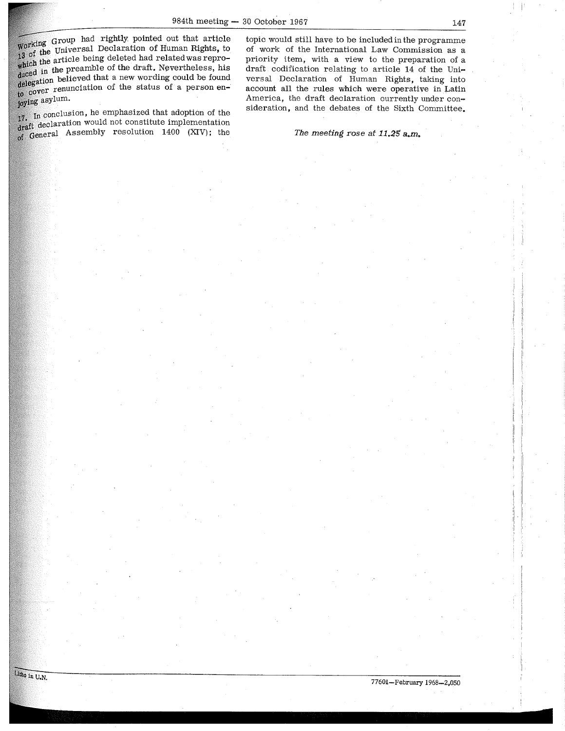Working Group had rightly pointed out that article 13 of the Universal Declaration of Human Rights, to which the article being deleted had related was reproduced in the preamble of the draft. Nevertheless, his delegation believed that a new wording could be found to cover renunciation of the status of a person enjoying asylum.

17. In conclusion, he emphasized that adoption of the draft declaration would not constitute implementation of General Assembly resolution 1400 (XIV); the topic would still have to be included in the programme of work of the International Law Commission as a priority item, with a view to the preparation of a draft codification relating to article 14 of the Universal Declaration of Human Rights, taking into account all the rules which were operative in Latin America, the draft declaration currently under consideration, and the debates of the Sixth Committee.

*The meeting rose at 11.25 a.m.*

Litho in U.N.

77601—February 1968—2,050